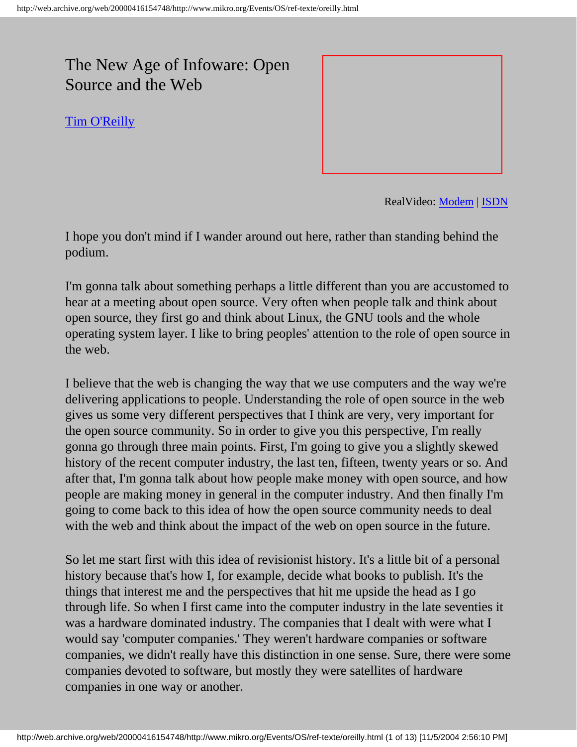# The New Age of Infoware: Open Source and the Web

Tim O'Reilly

RealVideo: Modem | ISDN

I hope you don't mind if I wander around out here, rather than standing behind the podium.

I'm gonna talk about something perhaps a little different than you are accustomed to hear at a meeting about open source. Very often when people talk and think about open source, they first go and think about Linux, the GNU tools and the whole operating system layer. I like to bring peoples' attention to the role of open source in the web.

I believe that the web is changing the way that we use computers and the way we're delivering applications to people. Understanding the role of open source in the web gives us some very different perspectives that I think are very, very important for the open source community. So in order to give you this perspective, I'm really gonna go through three main points. First, I'm going to give you a slightly skewed history of the recent computer industry, the last ten, fifteen, twenty years or so. And after that, I'm gonna talk about how people make money with open source, and how people are making money in general in the computer industry. And then finally I'm going to come back to this idea of how the open source community needs to deal with the web and think about the impact of the web on open source in the future.

So let me start first with this idea of revisionist history. It's a little bit of a personal history because that's how I, for example, decide what books to publish. It's the things that interest me and the perspectives that hit me upside the head as I go through life. So when I first came into the computer industry in the late seventies it was a hardware dominated industry. The companies that I dealt with were what I would say 'computer companies.' They weren't hardware companies or software companies, we didn't really have this distinction in one sense. Sure, there were some companies devoted to software, but mostly they were satellites of hardware companies in one way or another.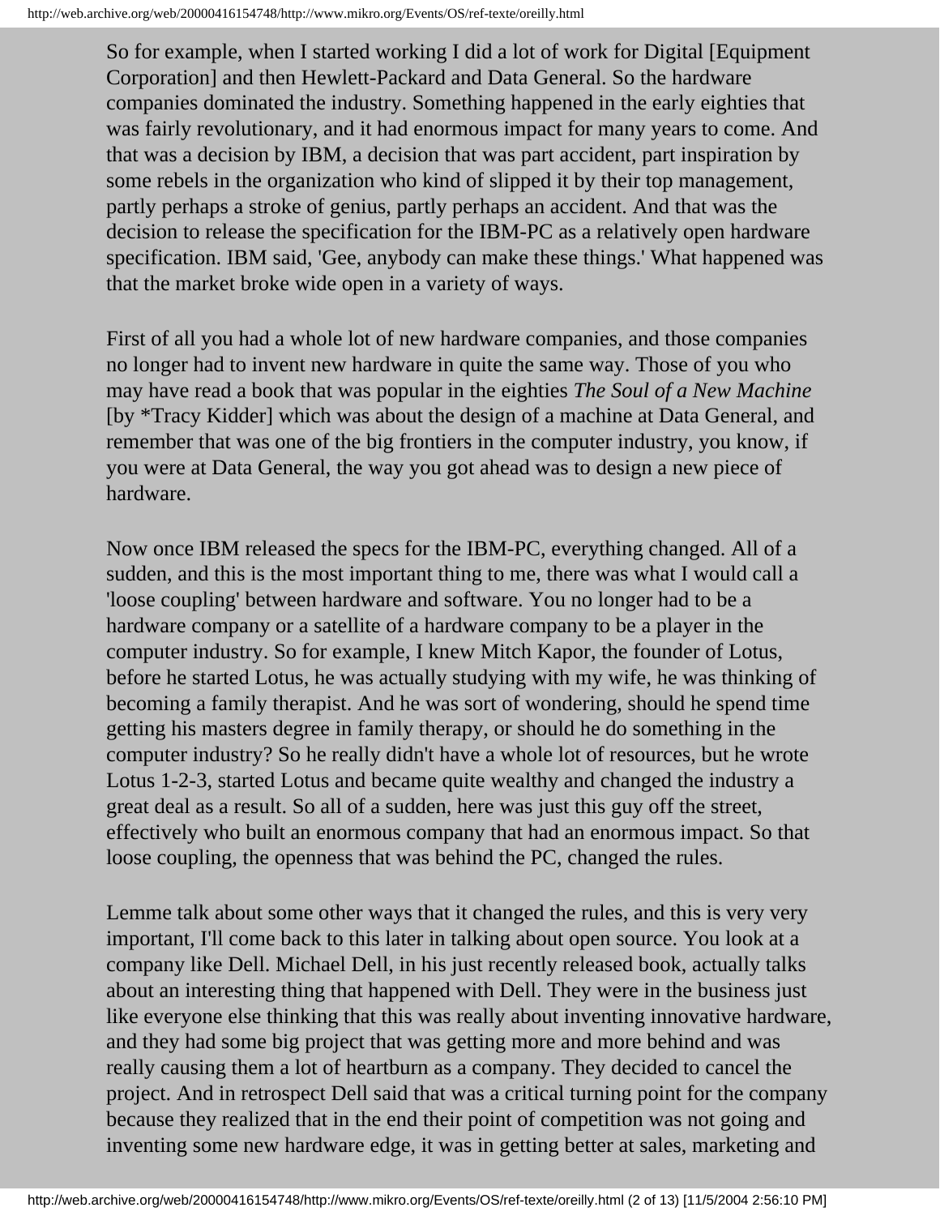So for example, when I started working I did a lot of work for Digital [Equipment Corporation] and then Hewlett-Packard and Data General. So the hardware companies dominated the industry. Something happened in the early eighties that was fairly revolutionary, and it had enormous impact for many years to come. And that was a decision by IBM, a decision that was part accident, part inspiration by some rebels in the organization who kind of slipped it by their top management, partly perhaps a stroke of genius, partly perhaps an accident. And that was the decision to release the specification for the IBM-PC as a relatively open hardware specification. IBM said, 'Gee, anybody can make these things.' What happened was that the market broke wide open in a variety of ways.

First of all you had a whole lot of new hardware companies, and those companies no longer had to invent new hardware in quite the same way. Those of you who may have read a book that was popular in the eighties *The Soul of a New Machine* [by *Tracy Kidder] which was about the design of a machine at Data General, and remember that was one of the big frontiers in the computer industry, you know, if you were at Data General, the way you got ahead was to design a new piece of hardware.

Now once IBM released the specs for the IBM-PC, everything changed. All of a sudden, and this is the most important thing to me, there was what I would call a 'loose coupling' between hardware and software. You no longer had to be a hardware company or a satellite of a hardware company to be a player in the computer industry. So for example, I knew Mitch Kapor, the founder of Lotus, before he started Lotus, he was actually studying with my wife, he was thinking of becoming a family therapist. And he was sort of wondering, should he spend time getting his masters degree in family therapy, or should he do something in the computer industry? So he really didn't have a whole lot of resources, but he wrote Lotus 1-2-3, started Lotus and became quite wealthy and changed the industry a great deal as a result. So all of a sudden, here was just this guy off the street, effectively who built an enormous company that had an enormous impact. So that loose coupling, the openness that was behind the PC, changed the rules.

Lemme talk about some other ways that it changed the rules, and this is very very important, I'll come back to this later in talking about open source. You look at a company like Dell. Michael Dell, in his just recently released book, actually talks about an interesting thing that happened with Dell. They were in the business just like everyone else thinking that this was really about inventing innovative hardware, and they had some big project that was getting more and more behind and was really causing them a lot of heartburn as a company. They decided to cancel the project. And in retrospect Dell said that was a critical turning point for the company because they realized that in the end their point of competition was not going and inventing some new hardware edge, it was in getting better at sales, marketing and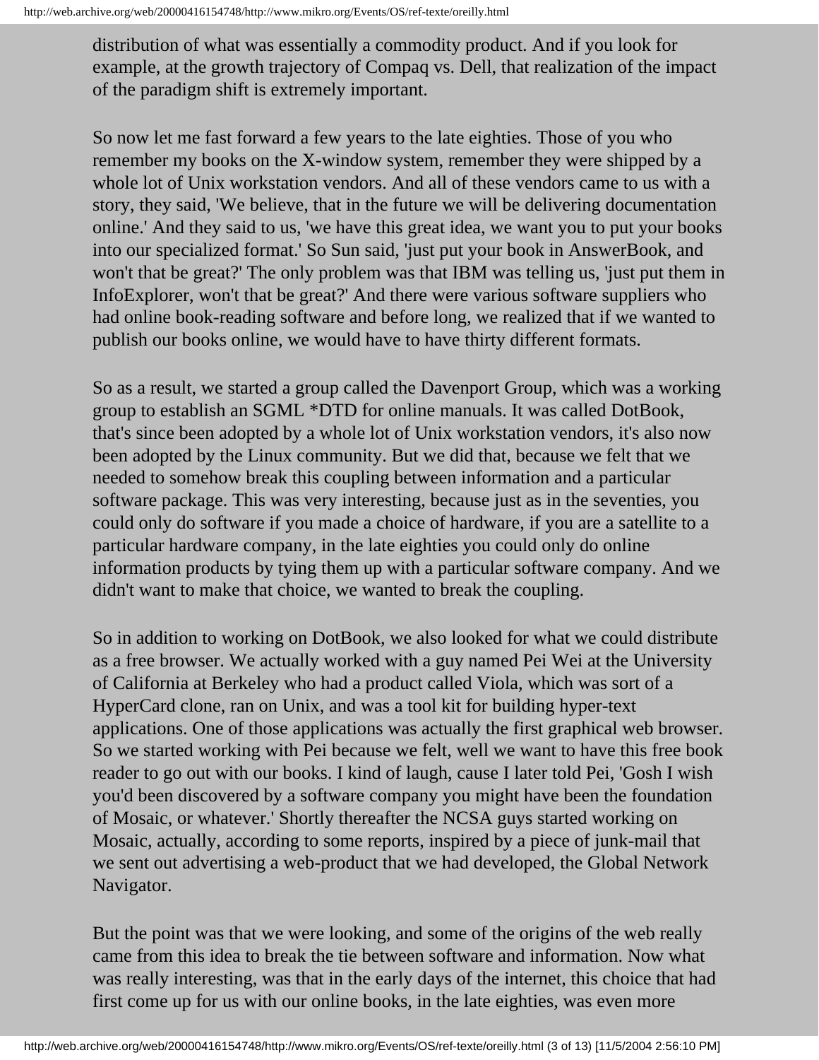distribution of what was essentially a commodity product. And if you look for example, at the growth trajectory of Compaq vs. Dell, that realization of the impact of the paradigm shift is extremely important.

So now let me fast forward a few years to the late eighties. Those of you who remember my books on the X-window system, remember they were shipped by a whole lot of Unix workstation vendors. And all of these vendors came to us with a story, they said, 'We believe, that in the future we will be delivering documentation online.' And they said to us, 'we have this great idea, we want you to put your books into our specialized format.' So Sun said, 'just put your book in AnswerBook, and won't that be great?' The only problem was that IBM was telling us, 'just put them in InfoExplorer, won't that be great?' And there were various software suppliers who had online book-reading software and before long, we realized that if we wanted to publish our books online, we would have to have thirty different formats.

So as a result, we started a group called the Davenport Group, which was a working group to establish an SGML *DTD for online manuals. It was called DotBook, that's since been adopted by a whole lot of Unix workstation vendors, it's also now been adopted by the Linux community. But we did that, because we felt that we needed to somehow break this coupling between information and a particular software package. This was very interesting, because just as in the seventies, you could only do software if you made a choice of hardware, if you are a satellite to a particular hardware company, in the late eighties you could only do online information products by tying them up with a particular software company. And we didn't want to make that choice, we wanted to break the coupling.

So in addition to working on DotBook, we also looked for what we could distribute as a free browser. We actually worked with a guy named Pei Wei at the University of California at Berkeley who had a product called Viola, which was sort of a HyperCard clone, ran on Unix, and was a tool kit for building hyper-text applications. One of those applications was actually the first graphical web browser. So we started working with Pei because we felt, well we want to have this free book reader to go out with our books. I kind of laugh, cause I later told Pei, 'Gosh I wish you'd been discovered by a software company you might have been the foundation of Mosaic, or whatever.' Shortly thereafter the NCSA guys started working on Mosaic, actually, according to some reports, inspired by a piece of junk-mail that we sent out advertising a web-product that we had developed, the Global Network Navigator.

But the point was that we were looking, and some of the origins of the web really came from this idea to break the tie between software and information. Now what was really interesting, was that in the early days of the internet, this choice that had first come up for us with our online books, in the late eighties, was even more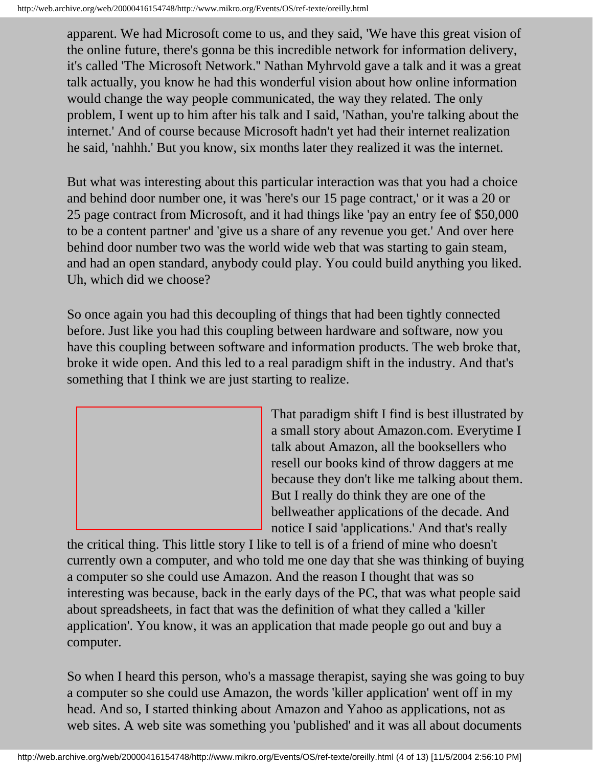apparent. We had Microsoft come to us, and they said, 'We have this great vision of the online future, there's gonna be this incredible network for information delivery, it's called 'The Microsoft Network." Nathan Myhrvold gave a talk and it was a great talk actually, you know he had this wonderful vision about how online information would change the way people communicated, the way they related. The only problem, I went up to him after his talk and I said, 'Nathan, you're talking about the internet.' And of course because Microsoft hadn't yet had their internet realization he said, 'nahhh.' But you know, six months later they realized it was the internet.

But what was interesting about this particular interaction was that you had a choice and behind door number one, it was 'here's our 15 page contract,' or it was a 20 or 25 page contract from Microsoft, and it had things like 'pay an entry fee of $50,000 to be a content partner' and 'give us a share of any revenue you get.' And over here behind door number two was the world wide web that was starting to gain steam, and had an open standard, anybody could play. You could build anything you liked. Uh, which did we choose?

So once again you had this decoupling of things that had been tightly connected before. Just like you had this coupling between hardware and software, now you have this coupling between software and information products. The web broke that, broke it wide open. And this led to a real paradigm shift in the industry. And that's something that I think we are just starting to realize.

That paradigm shift I find is best illustrated by a small story about Amazon.com. Everytime I talk about Amazon, all the booksellers who resell our books kind of throw daggers at me because they don't like me talking about them. But I really do think they are one of the bellweather applications of the decade. And notice I said 'applications.' And that's really the critical thing. This little story I like to tell is of a friend of mine who doesn't currently own a computer, and who told me one day that she was thinking of buying a computer so she could use Amazon. And the reason I thought that was so interesting was because, back in the early days of the PC, that was what people said about spreadsheets, in fact that was the definition of what they called a 'killer application'. You know, it was an application that made people go out and buy a computer.

So when I heard this person, who's a massage therapist, saying she was going to buy a computer so she could use Amazon, the words 'killer application' went off in my head. And so, I started thinking about Amazon and Yahoo as applications, not as web sites. A web site was something you 'published' and it was all about documents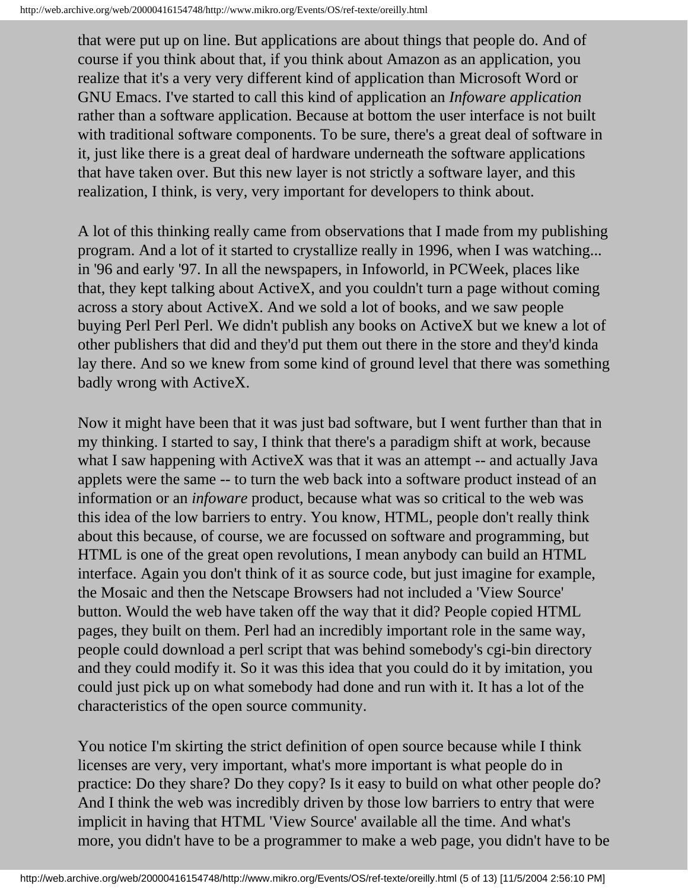that were put up on line. But applications are about things that people do. And of course if you think about that, if you think about Amazon as an application, you realize that it's a very very different kind of application than Microsoft Word or GNU Emacs. I've started to call this kind of application an *Infoware application* rather than a software application. Because at bottom the user interface is not built with traditional software components. To be sure, there's a great deal of software in it, just like there is a great deal of hardware underneath the software applications that have taken over. But this new layer is not strictly a software layer, and this realization, I think, is very, very important for developers to think about.

A lot of this thinking really came from observations that I made from my publishing program. And a lot of it started to crystallize really in 1996, when I was watching... in '96 and early '97. In all the newspapers, in Infoworld, in PCWeek, places like that, they kept talking about ActiveX, and you couldn't turn a page without coming across a story about ActiveX. And we sold a lot of books, and we saw people buying Perl Perl Perl. We didn't publish any books on ActiveX but we knew a lot of other publishers that did and they'd put them out there in the store and they'd kinda lay there. And so we knew from some kind of ground level that there was something badly wrong with ActiveX.

Now it might have been that it was just bad software, but I went further than that in my thinking. I started to say, I think that there's a paradigm shift at work, because what I saw happening with ActiveX was that it was an attempt -- and actually Java applets were the same -- to turn the web back into a software product instead of an information or an *infoware* product, because what was so critical to the web was this idea of the low barriers to entry. You know, HTML, people don't really think about this because, of course, we are focussed on software and programming, but HTML is one of the great open revolutions, I mean anybody can build an HTML interface. Again you don't think of it as source code, but just imagine for example, the Mosaic and then the Netscape Browsers had not included a 'View Source' button. Would the web have taken off the way that it did? People copied HTML pages, they built on them. Perl had an incredibly important role in the same way, people could download a perl script that was behind somebody's cgi-bin directory and they could modify it. So it was this idea that you could do it by imitation, you could just pick up on what somebody had done and run with it. It has a lot of the characteristics of the open source community.

You notice I'm skirting the strict definition of open source because while I think licenses are very, very important, what's more important is what people do in practice: Do they share? Do they copy? Is it easy to build on what other people do? And I think the web was incredibly driven by those low barriers to entry that were implicit in having that HTML 'View Source' available all the time. And what's more, you didn't have to be a programmer to make a web page, you didn't have to be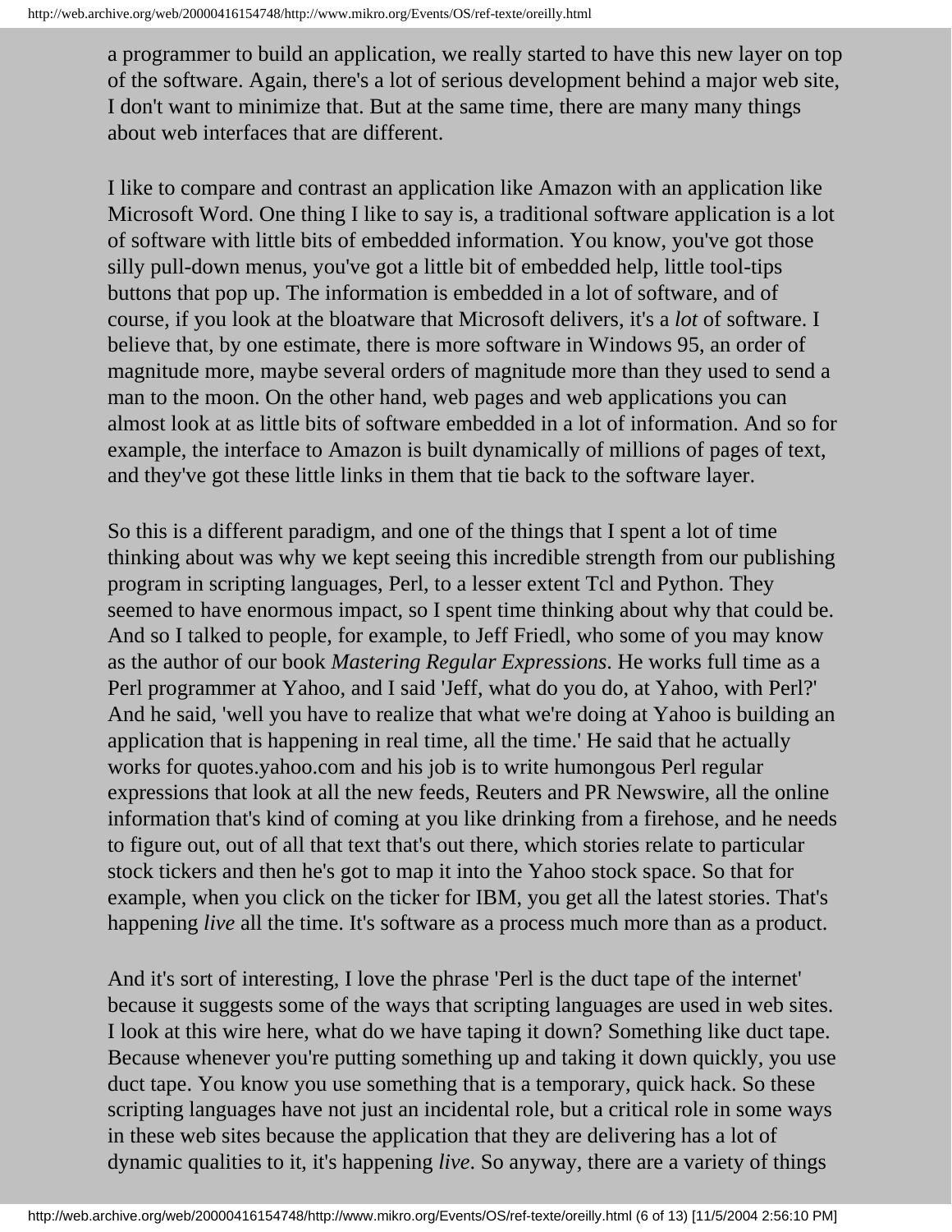a programmer to build an application, we really started to have this new layer on top of the software. Again, there's a lot of serious development behind a major web site, I don't want to minimize that. But at the same time, there are many many things about web interfaces that are different.

I like to compare and contrast an application like Amazon with an application like Microsoft Word. One thing I like to say is, a traditional software application is a lot of software with little bits of embedded information. You know, you've got those silly pull-down menus, you've got a little bit of embedded help, little tool-tips buttons that pop up. The information is embedded in a lot of software, and of course, if you look at the bloatware that Microsoft delivers, it's a *lot* of software. I believe that, by one estimate, there is more software in Windows 95, an order of magnitude more, maybe several orders of magnitude more than they used to send a man to the moon. On the other hand, web pages and web applications you can almost look at as little bits of software embedded in a lot of information. And so for example, the interface to Amazon is built dynamically of millions of pages of text, and they've got these little links in them that tie back to the software layer.

So this is a different paradigm, and one of the things that I spent a lot of time thinking about was why we kept seeing this incredible strength from our publishing program in scripting languages, Perl, to a lesser extent Tcl and Python. They seemed to have enormous impact, so I spent time thinking about why that could be. And so I talked to people, for example, to Jeff Friedl, who some of you may know as the author of our book *Mastering Regular Expressions*. He works full time as a Perl programmer at Yahoo, and I said 'Jeff, what do you do, at Yahoo, with Perl?' And he said, 'well you have to realize that what we're doing at Yahoo is building an application that is happening in real time, all the time.' He said that he actually works for quotes.yahoo.com and his job is to write humongous Perl regular expressions that look at all the new feeds, Reuters and PR Newswire, all the online information that's kind of coming at you like drinking from a firehose, and he needs to figure out, out of all that text that's out there, which stories relate to particular stock tickers and then he's got to map it into the Yahoo stock space. So that for example, when you click on the ticker for IBM, you get all the latest stories. That's happening *live* all the time. It's software as a process much more than as a product.

And it's sort of interesting, I love the phrase 'Perl is the duct tape of the internet' because it suggests some of the ways that scripting languages are used in web sites. I look at this wire here, what do we have taping it down? Something like duct tape. Because whenever you're putting something up and taking it down quickly, you use duct tape. You know you use something that is a temporary, quick hack. So these scripting languages have not just an incidental role, but a critical role in some ways in these web sites because the application that they are delivering has a lot of dynamic qualities to it, it's happening *live*. So anyway, there are a variety of things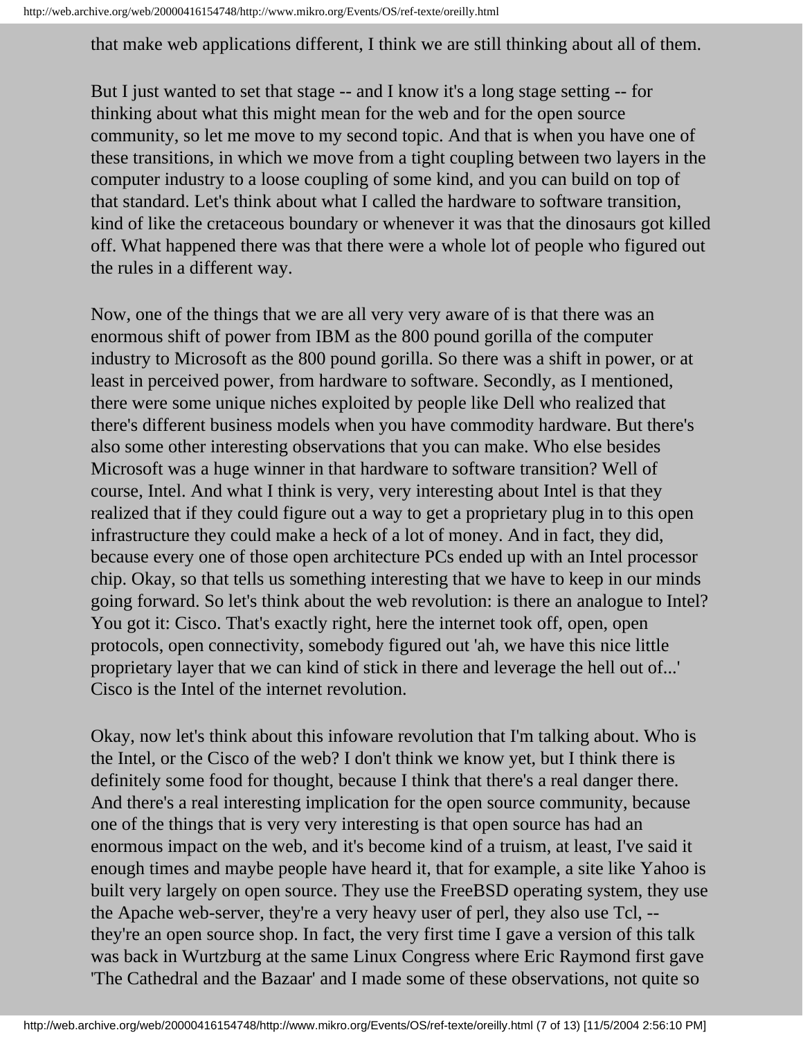that make web applications different, I think we are still thinking about all of them.

But I just wanted to set that stage -- and I know it's a long stage setting -- for thinking about what this might mean for the web and for the open source community, so let me move to my second topic. And that is when you have one of these transitions, in which we move from a tight coupling between two layers in the computer industry to a loose coupling of some kind, and you can build on top of that standard. Let's think about what I called the hardware to software transition, kind of like the cretaceous boundary or whenever it was that the dinosaurs got killed off. What happened there was that there were a whole lot of people who figured out the rules in a different way.

Now, one of the things that we are all very very aware of is that there was an enormous shift of power from IBM as the 800 pound gorilla of the computer industry to Microsoft as the 800 pound gorilla. So there was a shift in power, or at least in perceived power, from hardware to software. Secondly, as I mentioned, there were some unique niches exploited by people like Dell who realized that there's different business models when you have commodity hardware. But there's also some other interesting observations that you can make. Who else besides Microsoft was a huge winner in that hardware to software transition? Well of course, Intel. And what I think is very, very interesting about Intel is that they realized that if they could figure out a way to get a proprietary plug in to this open infrastructure they could make a heck of a lot of money. And in fact, they did, because every one of those open architecture PCs ended up with an Intel processor chip. Okay, so that tells us something interesting that we have to keep in our minds going forward. So let's think about the web revolution: is there an analogue to Intel? You got it: Cisco. That's exactly right, here the internet took off, open, open protocols, open connectivity, somebody figured out 'ah, we have this nice little proprietary layer that we can kind of stick in there and leverage the hell out of...' Cisco is the Intel of the internet revolution.

Okay, now let's think about this infoware revolution that I'm talking about. Who is the Intel, or the Cisco of the web? I don't think we know yet, but I think there is definitely some food for thought, because I think that there's a real danger there. And there's a real interesting implication for the open source community, because one of the things that is very very interesting is that open source has had an enormous impact on the web, and it's become kind of a truism, at least, I've said it enough times and maybe people have heard it, that for example, a site like Yahoo is built very largely on open source. They use the FreeBSD operating system, they use the Apache web-server, they're a very heavy user of perl, they also use Tcl, -- they're an open source shop. In fact, the very first time I gave a version of this talk was back in Wurtzburg at the same Linux Congress where Eric Raymond first gave 'The Cathedral and the Bazaar' and I made some of these observations, not quite so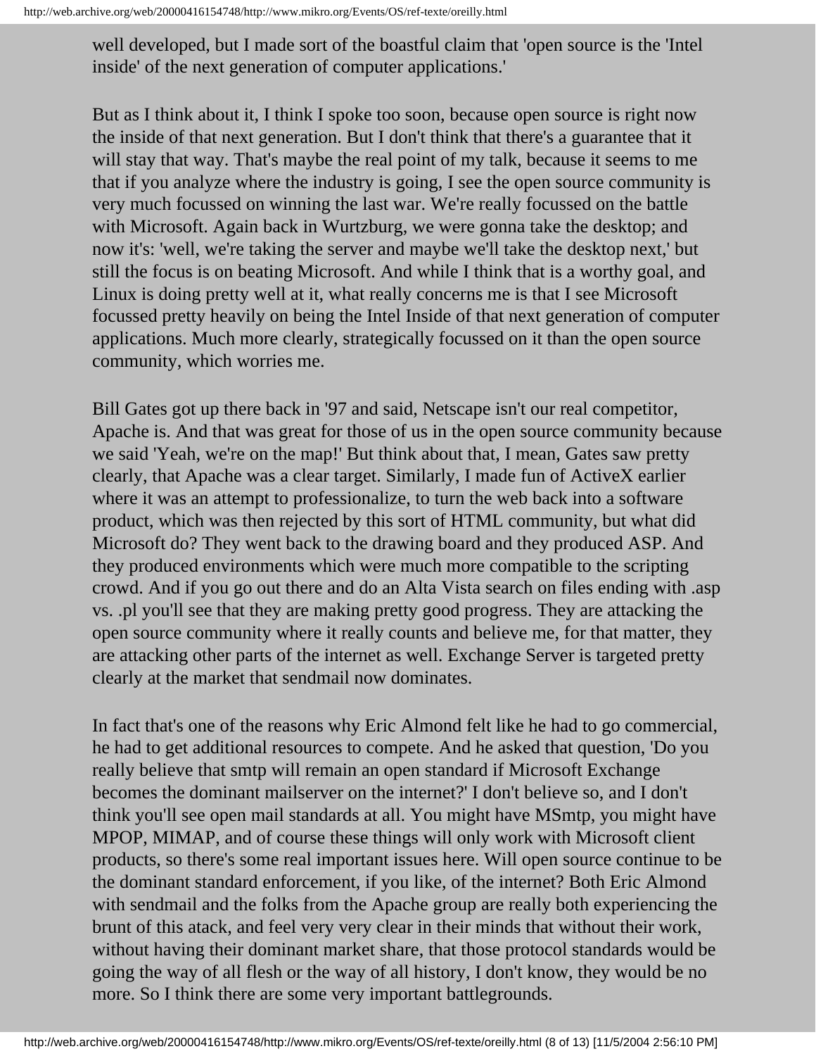well developed, but I made sort of the boastful claim that 'open source is the 'Intel inside' of the next generation of computer applications.'

But as I think about it, I think I spoke too soon, because open source is right now the inside of that next generation. But I don't think that there's a guarantee that it will stay that way. That's maybe the real point of my talk, because it seems to me that if you analyze where the industry is going, I see the open source community is very much focussed on winning the last war. We're really focussed on the battle with Microsoft. Again back in Wurtzburg, we were gonna take the desktop; and now it's: 'well, we're taking the server and maybe we'll take the desktop next,' but still the focus is on beating Microsoft. And while I think that is a worthy goal, and Linux is doing pretty well at it, what really concerns me is that I see Microsoft focussed pretty heavily on being the Intel Inside of that next generation of computer applications. Much more clearly, strategically focussed on it than the open source community, which worries me.

Bill Gates got up there back in '97 and said, Netscape isn't our real competitor, Apache is. And that was great for those of us in the open source community because we said 'Yeah, we're on the map!' But think about that, I mean, Gates saw pretty clearly, that Apache was a clear target. Similarly, I made fun of ActiveX earlier where it was an attempt to professionalize, to turn the web back into a software product, which was then rejected by this sort of HTML community, but what did Microsoft do? They went back to the drawing board and they produced ASP. And they produced environments which were much more compatible to the scripting crowd. And if you go out there and do an Alta Vista search on files ending with .asp vs. .pl you'll see that they are making pretty good progress. They are attacking the open source community where it really counts and believe me, for that matter, they are attacking other parts of the internet as well. Exchange Server is targeted pretty clearly at the market that sendmail now dominates.

In fact that's one of the reasons why Eric Almond felt like he had to go commercial, he had to get additional resources to compete. And he asked that question, 'Do you really believe that smtp will remain an open standard if Microsoft Exchange becomes the dominant mailserver on the internet?' I don't believe so, and I don't think you'll see open mail standards at all. You might have MSmtp, you might have MPOP, MIMAP, and of course these things will only work with Microsoft client products, so there's some real important issues here. Will open source continue to be the dominant standard enforcement, if you like, of the internet? Both Eric Almond with sendmail and the folks from the Apache group are really both experiencing the brunt of this atack, and feel very very clear in their minds that without their work, without having their dominant market share, that those protocol standards would be going the way of all flesh or the way of all history, I don't know, they would be no more. So I think there are some very important battlegrounds.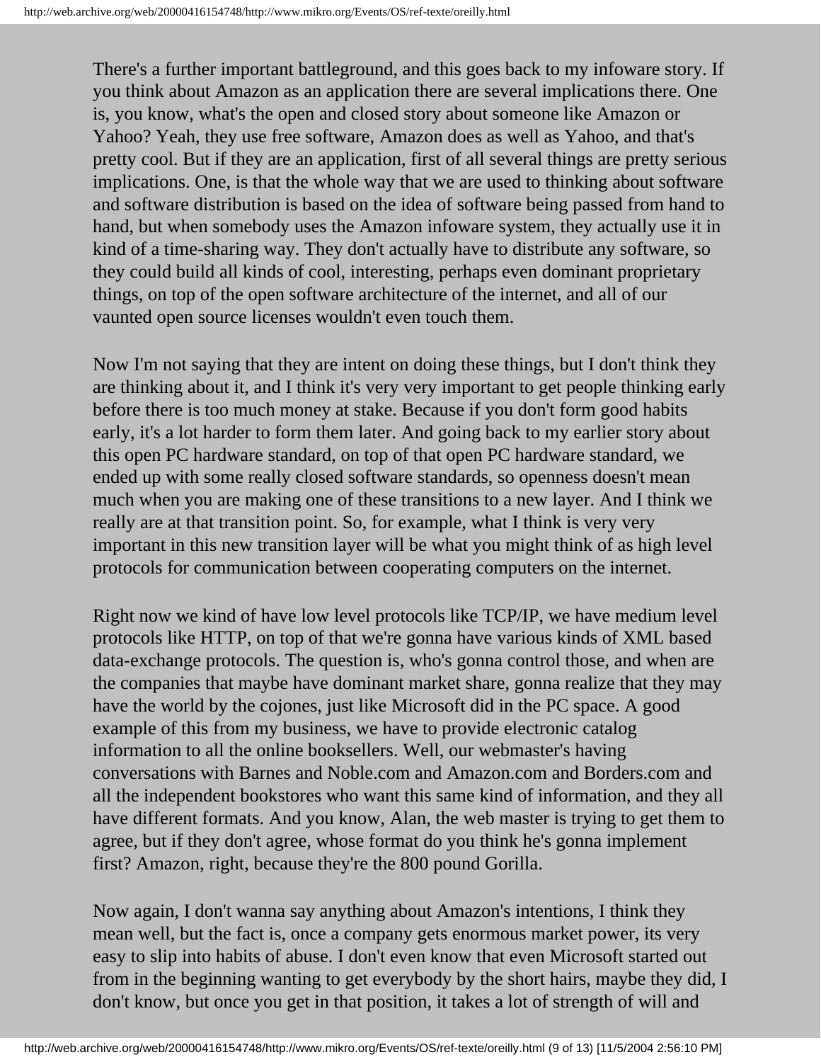There's a further important battleground, and this goes back to my infoware story. If you think about Amazon as an application there are several implications there. One is, you know, what's the open and closed story about someone like Amazon or Yahoo? Yeah, they use free software, Amazon does as well as Yahoo, and that's pretty cool. But if they are an application, first of all several things are pretty serious implications. One, is that the whole way that we are used to thinking about software and software distribution is based on the idea of software being passed from hand to hand, but when somebody uses the Amazon infoware system, they actually use it in kind of a time-sharing way. They don't actually have to distribute any software, so they could build all kinds of cool, interesting, perhaps even dominant proprietary things, on top of the open software architecture of the internet, and all of our vaunted open source licenses wouldn't even touch them.

Now I'm not saying that they are intent on doing these things, but I don't think they are thinking about it, and I think it's very very important to get people thinking early before there is too much money at stake. Because if you don't form good habits early, it's a lot harder to form them later. And going back to my earlier story about this open PC hardware standard, on top of that open PC hardware standard, we ended up with some really closed software standards, so openness doesn't mean much when you are making one of these transitions to a new layer. And I think we really are at that transition point. So, for example, what I think is very very important in this new transition layer will be what you might think of as high level protocols for communication between cooperating computers on the internet.

Right now we kind of have low level protocols like TCP/IP, we have medium level protocols like HTTP, on top of that we're gonna have various kinds of XML based data-exchange protocols. The question is, who's gonna control those, and when are the companies that maybe have dominant market share, gonna realize that they may have the world by the cojones, just like Microsoft did in the PC space. A good example of this from my business, we have to provide electronic catalog information to all the online booksellers. Well, our webmaster's having conversations with Barnes and Noble.com and Amazon.com and Borders.com and all the independent bookstores who want this same kind of information, and they all have different formats. And you know, Alan, the web master is trying to get them to agree, but if they don't agree, whose format do you think he's gonna implement first? Amazon, right, because they're the 800 pound Gorilla.

Now again, I don't wanna say anything about Amazon's intentions, I think they mean well, but the fact is, once a company gets enormous market power, its very easy to slip into habits of abuse. I don't even know that even Microsoft started out from in the beginning wanting to get everybody by the short hairs, maybe they did, I don't know, but once you get in that position, it takes a lot of strength of will and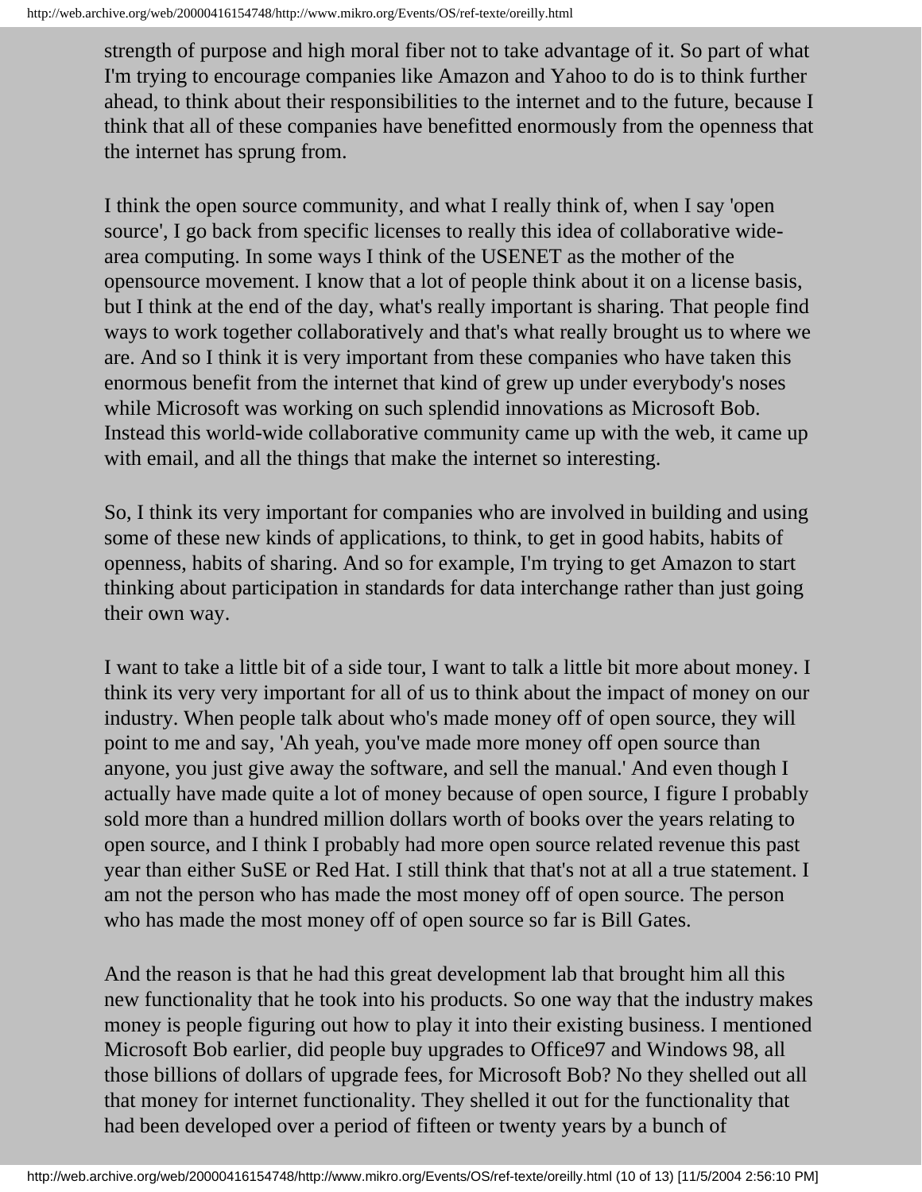strength of purpose and high moral fiber not to take advantage of it. So part of what I'm trying to encourage companies like Amazon and Yahoo to do is to think further ahead, to think about their responsibilities to the internet and to the future, because I think that all of these companies have benefitted enormously from the openness that the internet has sprung from.

I think the open source community, and what I really think of, when I say 'open source', I go back from specific licenses to really this idea of collaborative wide-area computing. In some ways I think of the USENET as the mother of the opensource movement. I know that a lot of people think about it on a license basis, but I think at the end of the day, what's really important is sharing. That people find ways to work together collaboratively and that's what really brought us to where we are. And so I think it is very important from these companies who have taken this enormous benefit from the internet that kind of grew up under everybody's noses while Microsoft was working on such splendid innovations as Microsoft Bob. Instead this world-wide collaborative community came up with the web, it came up with email, and all the things that make the internet so interesting.

So, I think its very important for companies who are involved in building and using some of these new kinds of applications, to think, to get in good habits, habits of openness, habits of sharing. And so for example, I'm trying to get Amazon to start thinking about participation in standards for data interchange rather than just going their own way.

I want to take a little bit of a side tour, I want to talk a little bit more about money. I think its very very important for all of us to think about the impact of money on our industry. When people talk about who's made money off of open source, they will point to me and say, 'Ah yeah, you've made more money off open source than anyone, you just give away the software, and sell the manual.' And even though I actually have made quite a lot of money because of open source, I figure I probably sold more than a hundred million dollars worth of books over the years relating to open source, and I think I probably had more open source related revenue this past year than either SuSE or Red Hat. I still think that that's not at all a true statement. I am not the person who has made the most money off of open source. The person who has made the most money off of open source so far is Bill Gates.

And the reason is that he had this great development lab that brought him all this new functionality that he took into his products. So one way that the industry makes money is people figuring out how to play it into their existing business. I mentioned Microsoft Bob earlier, did people buy upgrades to Office97 and Windows 98, all those billions of dollars of upgrade fees, for Microsoft Bob? No they shelled out all that money for internet functionality. They shelled it out for the functionality that had been developed over a period of fifteen or twenty years by a bunch of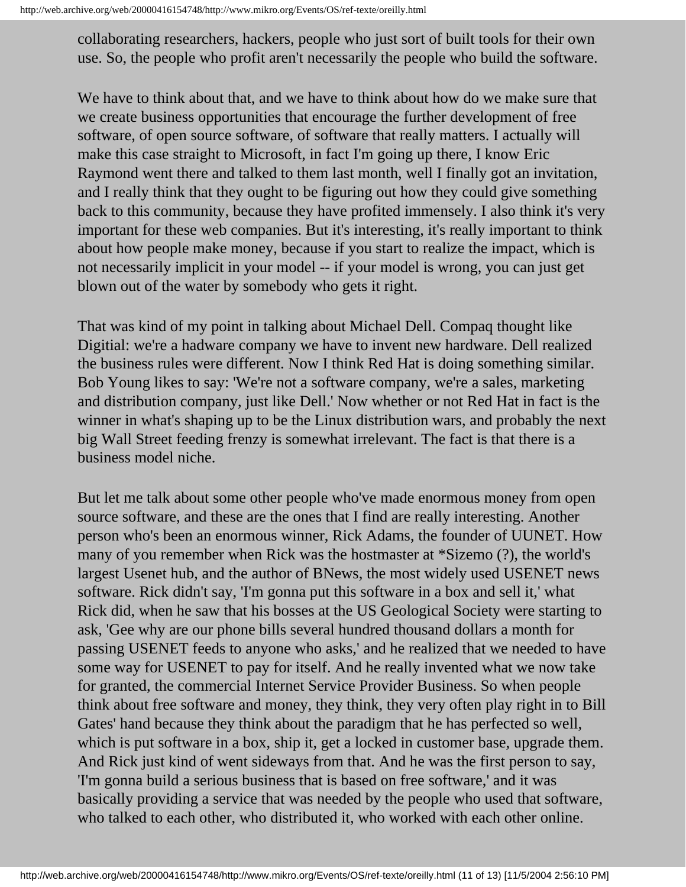collaborating researchers, hackers, people who just sort of built tools for their own use. So, the people who profit aren't necessarily the people who build the software.

We have to think about that, and we have to think about how do we make sure that we create business opportunities that encourage the further development of free software, of open source software, of software that really matters. I actually will make this case straight to Microsoft, in fact I'm going up there, I know Eric Raymond went there and talked to them last month, well I finally got an invitation, and I really think that they ought to be figuring out how they could give something back to this community, because they have profited immensely. I also think it's very important for these web companies. But it's interesting, it's really important to think about how people make money, because if you start to realize the impact, which is not necessarily implicit in your model -- if your model is wrong, you can just get blown out of the water by somebody who gets it right.

That was kind of my point in talking about Michael Dell. Compaq thought like Digitial: we're a hadware company we have to invent new hardware. Dell realized the business rules were different. Now I think Red Hat is doing something similar. Bob Young likes to say: 'We're not a software company, we're a sales, marketing and distribution company, just like Dell.' Now whether or not Red Hat in fact is the winner in what's shaping up to be the Linux distribution wars, and probably the next big Wall Street feeding frenzy is somewhat irrelevant. The fact is that there is a business model niche.

But let me talk about some other people who've made enormous money from open source software, and these are the ones that I find are really interesting. Another person who's been an enormous winner, Rick Adams, the founder of UUNET. How many of you remember when Rick was the hostmaster at *Sizemo (?), the world's largest Usenet hub, and the author of BNews, the most widely used USENET news software. Rick didn't say, 'I'm gonna put this software in a box and sell it,' what Rick did, when he saw that his bosses at the US Geological Society were starting to ask, 'Gee why are our phone bills several hundred thousand dollars a month for passing USENET feeds to anyone who asks,' and he realized that we needed to have some way for USENET to pay for itself. And he really invented what we now take for granted, the commercial Internet Service Provider Business. So when people think about free software and money, they think, they very often play right in to Bill Gates' hand because they think about the paradigm that he has perfected so well, which is put software in a box, ship it, get a locked in customer base, upgrade them. And Rick just kind of went sideways from that. And he was the first person to say, 'I'm gonna build a serious business that is based on free software,' and it was basically providing a service that was needed by the people who used that software, who talked to each other, who distributed it, who worked with each other online.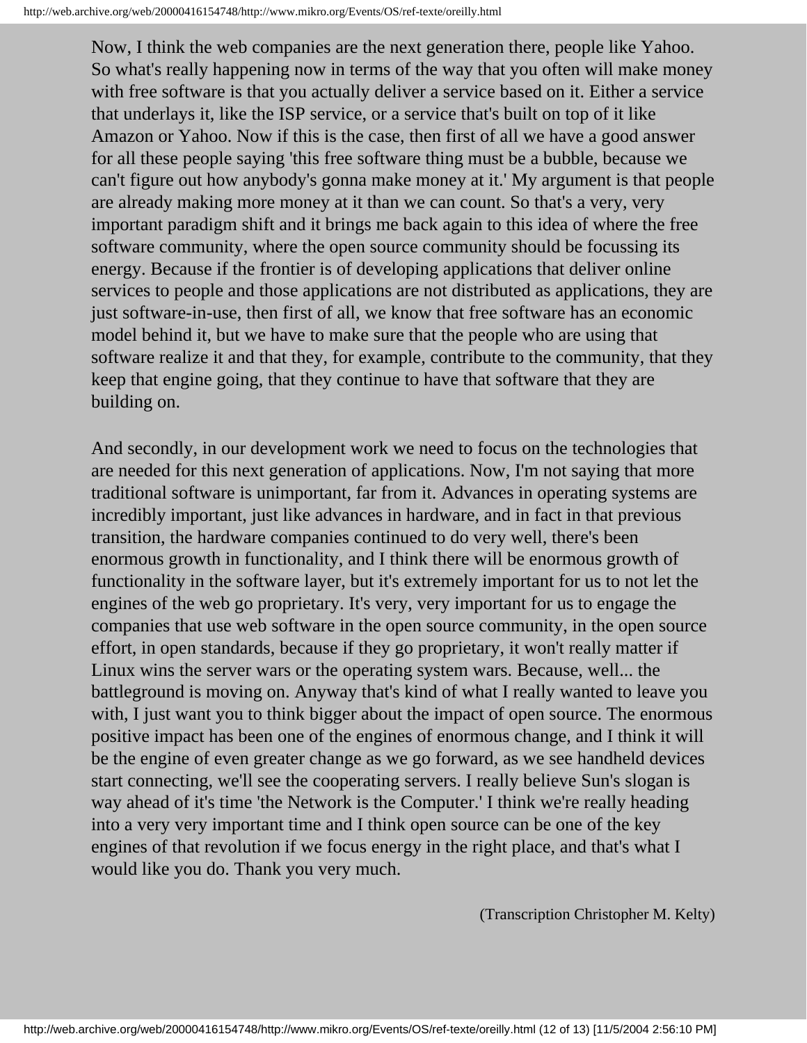Now, I think the web companies are the next generation there, people like Yahoo. So what's really happening now in terms of the way that you often will make money with free software is that you actually deliver a service based on it. Either a service that underlays it, like the ISP service, or a service that's built on top of it like Amazon or Yahoo. Now if this is the case, then first of all we have a good answer for all these people saying 'this free software thing must be a bubble, because we can't figure out how anybody's gonna make money at it.' My argument is that people are already making more money at it than we can count. So that's a very, very important paradigm shift and it brings me back again to this idea of where the free software community, where the open source community should be focussing its energy. Because if the frontier is of developing applications that deliver online services to people and those applications are not distributed as applications, they are just software-in-use, then first of all, we know that free software has an economic model behind it, but we have to make sure that the people who are using that software realize it and that they, for example, contribute to the community, that they keep that engine going, that they continue to have that software that they are building on.

And secondly, in our development work we need to focus on the technologies that are needed for this next generation of applications. Now, I'm not saying that more traditional software is unimportant, far from it. Advances in operating systems are incredibly important, just like advances in hardware, and in fact in that previous transition, the hardware companies continued to do very well, there's been enormous growth in functionality, and I think there will be enormous growth of functionality in the software layer, but it's extremely important for us to not let the engines of the web go proprietary. It's very, very important for us to engage the companies that use web software in the open source community, in the open source effort, in open standards, because if they go proprietary, it won't really matter if Linux wins the server wars or the operating system wars. Because, well... the battleground is moving on. Anyway that's kind of what I really wanted to leave you with, I just want you to think bigger about the impact of open source. The enormous positive impact has been one of the engines of enormous change, and I think it will be the engine of even greater change as we go forward, as we see handheld devices start connecting, we'll see the cooperating servers. I really believe Sun's slogan is way ahead of it's time 'the Network is the Computer.' I think we're really heading into a very very important time and I think open source can be one of the key engines of that revolution if we focus energy in the right place, and that's what I would like you do. Thank you very much.

(Transcription Christopher M. Kelty)